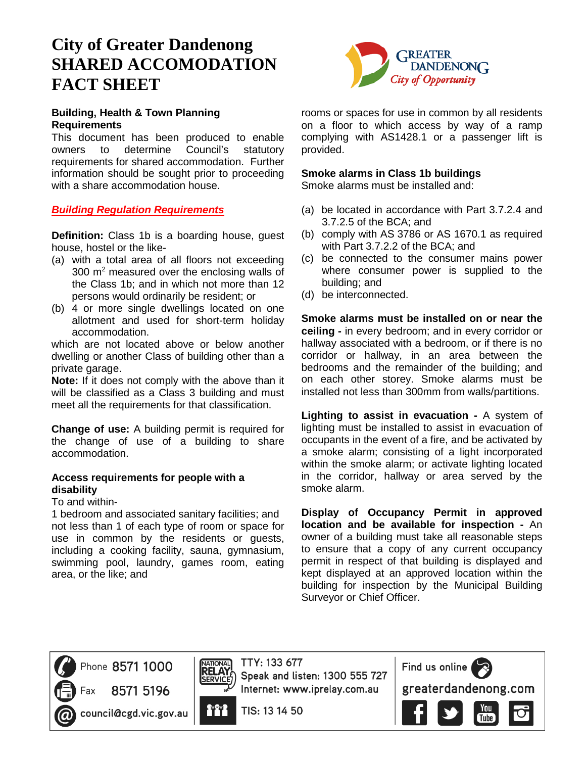# City of Greater Dandenong SHARED ACCOMODATION FACT SHEET

**Building, Health & Town Planning Requirements**

This document has been produced to enable owners to determine Council's statutory requirements for shared accommodation. Further information should be sought prior to proceeding with a share accommodation house.

## *Building Regulation Requirements*

**Definition:** Class 1b is a boarding house, guest house, hostel or the like-

(a) with a total area of all floors not exceeding 300 m$^2$ measured over the enclosing walls of the Class 1b; and in which not more than 12 persons would ordinarily be resident; or

(b) 4 or more single dwellings located on one allotment and used for short-term holiday accommodation.

which are not located above or below another dwelling or another Class of building other than a private garage.

**Note:** If it does not comply with the above than it will be classified as a Class 3 building and must meet all the requirements for that classification.

**Change of use:** A building permit is required for the change of use of a building to share accommodation.

**Access requirements for people with a disability**

To and within-

1 bedroom and associated sanitary facilities; and not less than 1 of each type of room or space for use in common by the residents or guests, including a cooking facility, sauna, gymnasium, swimming pool, laundry, games room, eating area, or the like; and rooms or spaces for use in common by all residents on a floor to which access by way of a ramp complying with AS1428.1 or a passenger lift is provided.

**Smoke alarms in Class 1b buildings**

Smoke alarms must be installed and:

(a) be located in accordance with Part 3.7.2.4 and 3.7.2.5 of the BCA; and

(b) comply with AS 3786 or AS 1670.1 as required with Part 3.7.2.2 of the BCA; and

(c) be connected to the consumer mains power where consumer power is supplied to the building; and

(d) be interconnected.

**Smoke alarms must be installed on or near the ceiling -** in every bedroom; and in every corridor or hallway associated with a bedroom, or if there is no corridor or hallway, in an area between the bedrooms and the remainder of the building; and on each other storey. Smoke alarms must be installed not less than 300mm from walls/partitions.

**Lighting to assist in evacuation -** A system of lighting must be installed to assist in evacuation of occupants in the event of a fire, and be activated by a smoke alarm; consisting of a light incorporated within the smoke alarm; or activate lighting located in the corridor, hallway or area served by the smoke alarm.

**Display of Occupancy Permit in approved location and be available for inspection -** An owner of a building must take all reasonable steps to ensure that a copy of any current occupancy permit in respect of that building is displayed and kept displayed at an approved location within the building for inspection by the Municipal Building Surveyor or Chief Officer.

Phone 8571 1000
Fax 8571 5196
council@cgd.vic.gov.au

TTY: 133 677
Speak and listen: 1300 555 727
Internet: www.iprelay.com.au
TIS: 13 14 50

Find us online
greaterdandenong.com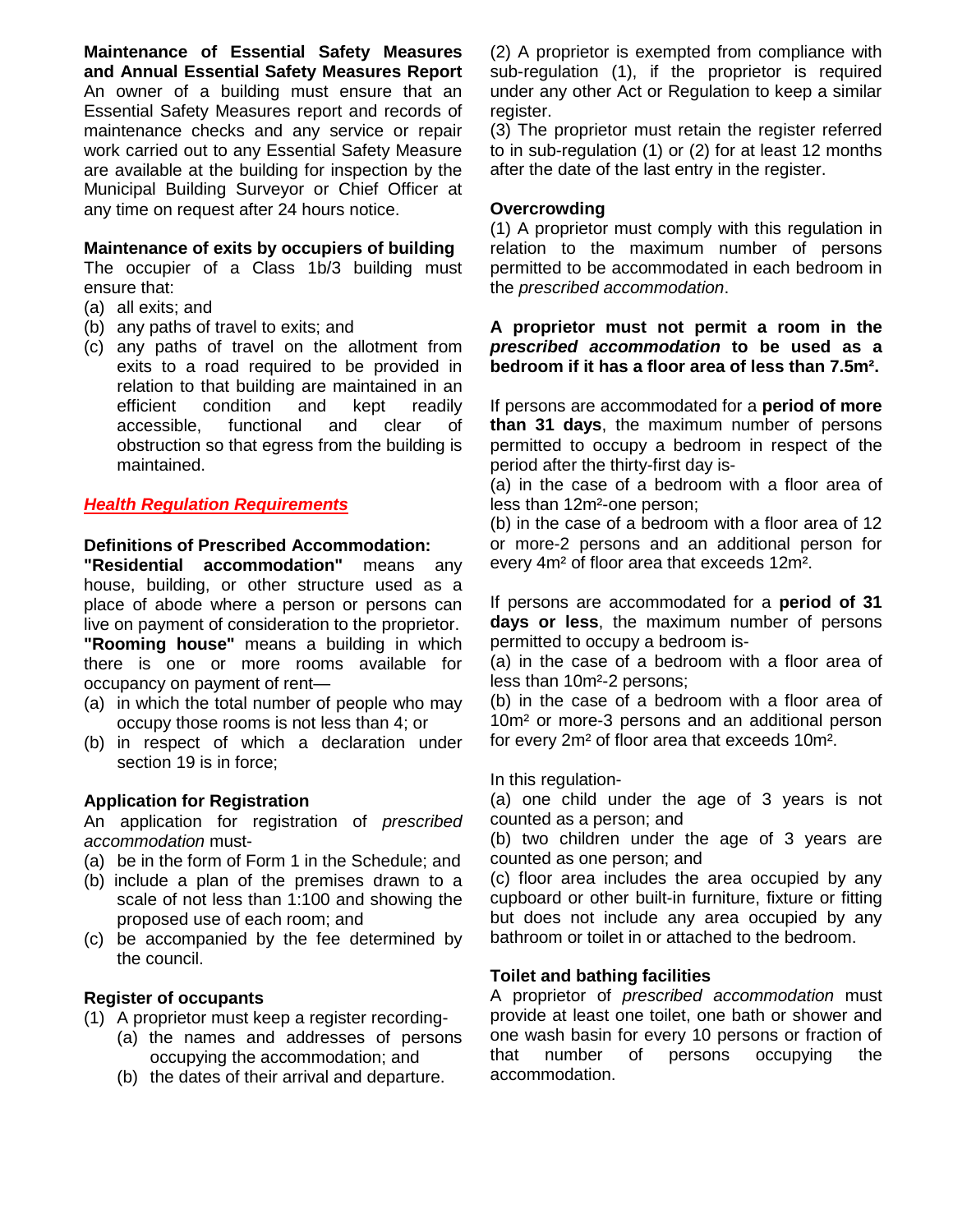**Maintenance of Essential Safety Measures and Annual Essential Safety Measures Report**
An owner of a building must ensure that an Essential Safety Measures report and records of maintenance checks and any service or repair work carried out to any Essential Safety Measure are available at the building for inspection by the Municipal Building Surveyor or Chief Officer at any time on request after 24 hours notice.

**Maintenance of exits by occupiers of building**
The occupier of a Class 1b/3 building must ensure that:

- (a) all exits; and
- (b) any paths of travel to exits; and
- (c) any paths of travel on the allotment from exits to a road required to be provided in relation to that building are maintained in an efficient condition and kept readily accessible, functional and clear of obstruction so that egress from the building is maintained.

***Health Regulation Requirements***

**Definitions of Prescribed Accommodation:**
**"Residential accommodation"** means any house, building, or other structure used as a place of abode where a person or persons can live on payment of consideration to the proprietor.
**"Rooming house"** means a building in which there is one or more rooms available for occupancy on payment of rent—

- (a) in which the total number of people who may occupy those rooms is not less than 4; or
- (b) in respect of which a declaration under section 19 is in force;

**Application for Registration**
An application for registration of *prescribed accommodation* must-

- (a) be in the form of Form 1 in the Schedule; and
- (b) include a plan of the premises drawn to a scale of not less than 1:100 and showing the proposed use of each room; and
- (c) be accompanied by the fee determined by the council.

**Register of occupants**

(1) A proprietor must keep a register recording-
- (a) the names and addresses of persons occupying the accommodation; and
- (b) the dates of their arrival and departure.

(2) A proprietor is exempted from compliance with sub-regulation (1), if the proprietor is required under any other Act or Regulation to keep a similar register.
(3) The proprietor must retain the register referred to in sub-regulation (1) or (2) for at least 12 months after the date of the last entry in the register.

**Overcrowding**
(1) A proprietor must comply with this regulation in relation to the maximum number of persons permitted to be accommodated in each bedroom in the *prescribed accommodation*.

**A proprietor must not permit a room in the *prescribed accommodation* to be used as a bedroom if it has a floor area of less than 7.5m².**

If persons are accommodated for a **period of more than 31 days**, the maximum number of persons permitted to occupy a bedroom in respect of the period after the thirty-first day is-
(a) in the case of a bedroom with a floor area of less than 12m²-one person;
(b) in the case of a bedroom with a floor area of 12 or more-2 persons and an additional person for every 4m² of floor area that exceeds 12m².

If persons are accommodated for a **period of 31 days or less**, the maximum number of persons permitted to occupy a bedroom is-
(a) in the case of a bedroom with a floor area of less than 10m²-2 persons;
(b) in the case of a bedroom with a floor area of 10m² or more-3 persons and an additional person for every 2m² of floor area that exceeds 10m².

In this regulation-
(a) one child under the age of 3 years is not counted as a person; and
(b) two children under the age of 3 years are counted as one person; and
(c) floor area includes the area occupied by any cupboard or other built-in furniture, fixture or fitting but does not include any area occupied by any bathroom or toilet in or attached to the bedroom.

**Toilet and bathing facilities**
A proprietor of *prescribed accommodation* must provide at least one toilet, one bath or shower and one wash basin for every 10 persons or fraction of that number of persons occupying the accommodation.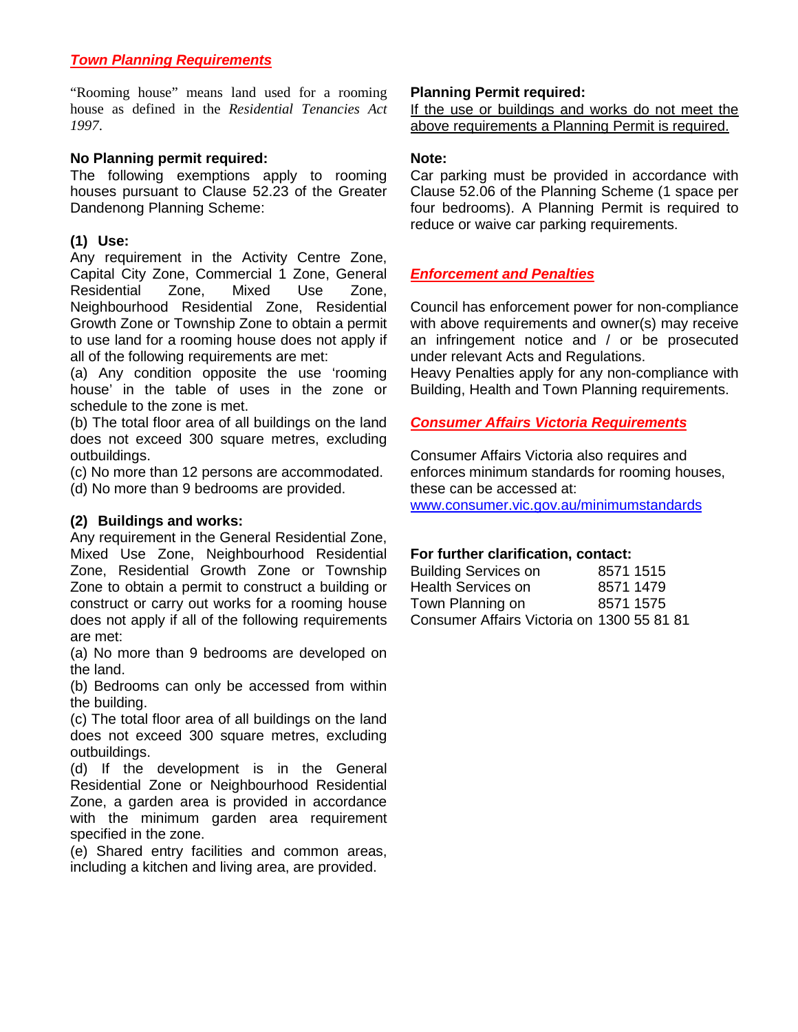## ***Town Planning Requirements***

"Rooming house" means land used for a rooming house as defined in the *Residential Tenancies Act 1997*.

**No Planning permit required:**

The following exemptions apply to rooming houses pursuant to Clause 52.23 of the Greater Dandenong Planning Scheme:

**(1) Use:**

Any requirement in the Activity Centre Zone, Capital City Zone, Commercial 1 Zone, General Residential Zone, Mixed Use Zone, Neighbourhood Residential Zone, Residential Growth Zone or Township Zone to obtain a permit to use land for a rooming house does not apply if all of the following requirements are met:

(a) Any condition opposite the use 'rooming house' in the table of uses in the zone or schedule to the zone is met.

(b) The total floor area of all buildings on the land does not exceed 300 square metres, excluding outbuildings.

(c) No more than 12 persons are accommodated.

(d) No more than 9 bedrooms are provided.

**(2) Buildings and works:**

Any requirement in the General Residential Zone, Mixed Use Zone, Neighbourhood Residential Zone, Residential Growth Zone or Township Zone to obtain a permit to construct a building or construct or carry out works for a rooming house does not apply if all of the following requirements are met:

(a) No more than 9 bedrooms are developed on the land.

(b) Bedrooms can only be accessed from within the building.

(c) The total floor area of all buildings on the land does not exceed 300 square metres, excluding outbuildings.

(d) If the development is in the General Residential Zone or Neighbourhood Residential Zone, a garden area is provided in accordance with the minimum garden area requirement specified in the zone.

(e) Shared entry facilities and common areas, including a kitchen and living area, are provided.

**Planning Permit required:**

If the use or buildings and works do not meet the above requirements a Planning Permit is required.

**Note:**

Car parking must be provided in accordance with Clause 52.06 of the Planning Scheme (1 space per four bedrooms). A Planning Permit is required to reduce or waive car parking requirements.

## ***Enforcement and Penalties***

Council has enforcement power for non-compliance with above requirements and owner(s) may receive an infringement notice and / or be prosecuted under relevant Acts and Regulations.

Heavy Penalties apply for any non-compliance with Building, Health and Town Planning requirements.

## ***Consumer Affairs Victoria Requirements***

Consumer Affairs Victoria also requires and enforces minimum standards for rooming houses, these can be accessed at:

www.consumer.vic.gov.au/minimumstandards

**For further clarification, contact:**

| | |
|---|---|
| Building Services on | 8571 1515 |
| Health Services on | 8571 1479 |
| Town Planning on | 8571 1575 |
| Consumer Affairs Victoria on | 1300 55 81 81 |